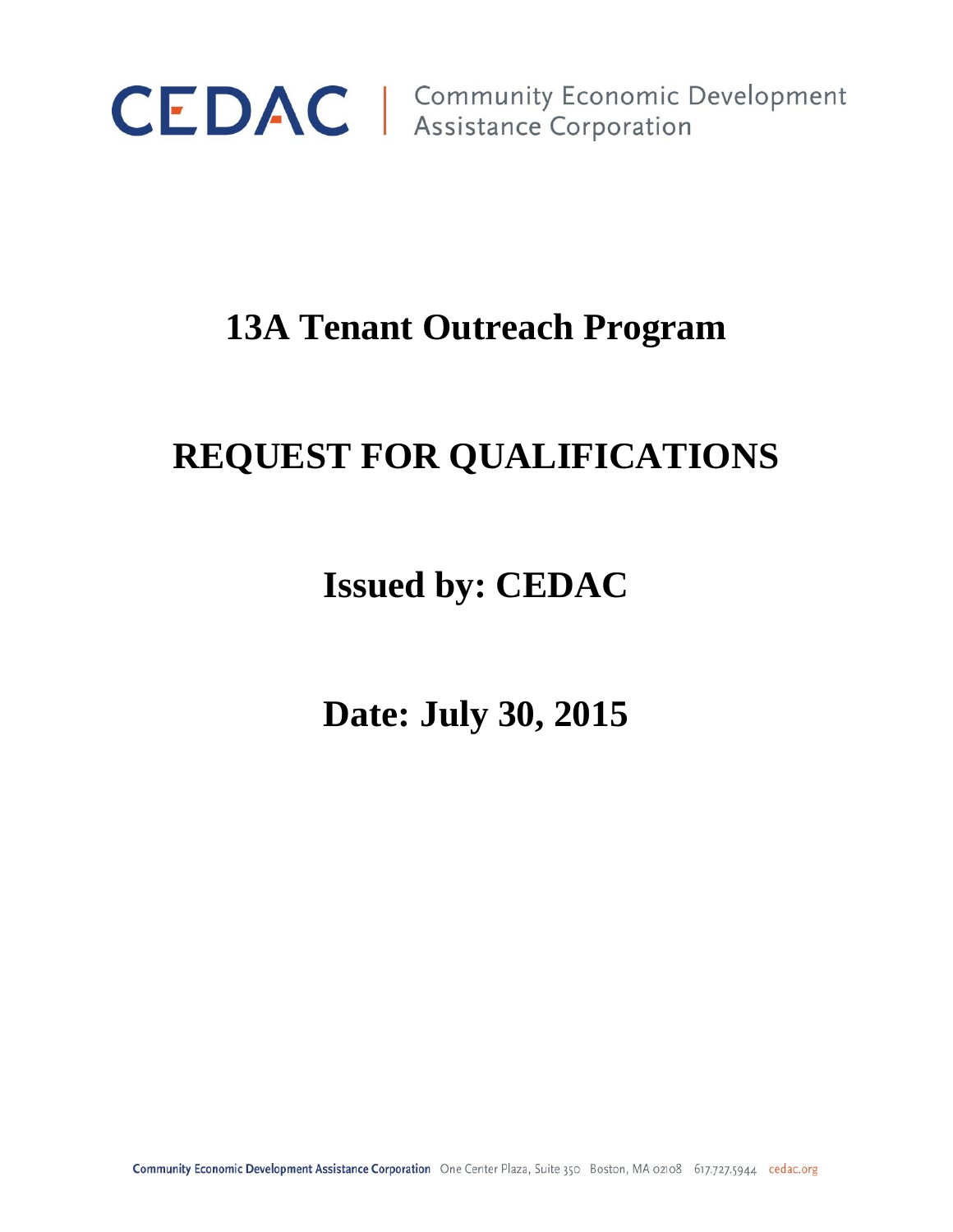CEDAC | Community Economic Development Assistance Corporation

# 13A Tenant Outreach Program

# REQUEST FOR QUALIFICATIONS

## Issued by: CEDAC

## Date: July 30, 2015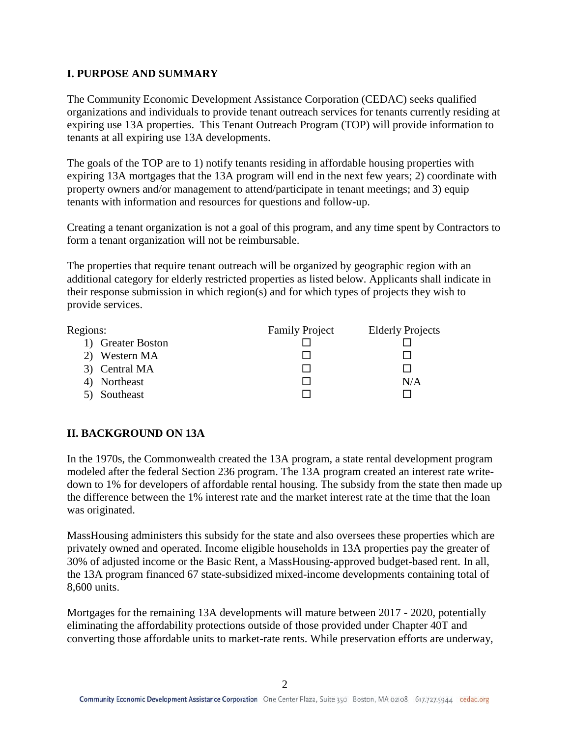## I. PURPOSE AND SUMMARY

The Community Economic Development Assistance Corporation (CEDAC) seeks qualified organizations and individuals to provide tenant outreach services for tenants currently residing at expiring use 13A properties. This Tenant Outreach Program (TOP) will provide information to tenants at all expiring use 13A developments.

The goals of the TOP are to 1) notify tenants residing in affordable housing properties with expiring 13A mortgages that the 13A program will end in the next few years; 2) coordinate with property owners and/or management to attend/participate in tenant meetings; and 3) equip tenants with information and resources for questions and follow-up.

Creating a tenant organization is not a goal of this program, and any time spent by Contractors to form a tenant organization will not be reimbursable.

The properties that require tenant outreach will be organized by geographic region with an additional category for elderly restricted properties as listed below. Applicants shall indicate in their response submission in which region(s) and for which types of projects they wish to provide services.

| Regions: | Family Project | Elderly Projects |
|---|---|---|
| 1) Greater Boston | ☐ | ☐ |
| 2) Western MA | ☐ | ☐ |
| 3) Central MA | ☐ | ☐ |
| 4) Northeast | ☐ | N/A |
| 5) Southeast | ☐ | ☐ |

## II. BACKGROUND ON 13A

In the 1970s, the Commonwealth created the 13A program, a state rental development program modeled after the federal Section 236 program. The 13A program created an interest rate write-down to 1% for developers of affordable rental housing. The subsidy from the state then made up the difference between the 1% interest rate and the market interest rate at the time that the loan was originated.

MassHousing administers this subsidy for the state and also oversees these properties which are privately owned and operated. Income eligible households in 13A properties pay the greater of 30% of adjusted income or the Basic Rent, a MassHousing-approved budget-based rent. In all, the 13A program financed 67 state-subsidized mixed-income developments containing total of 8,600 units.

Mortgages for the remaining 13A developments will mature between 2017 - 2020, potentially eliminating the affordability protections outside of those provided under Chapter 40T and converting those affordable units to market-rate rents. While preservation efforts are underway,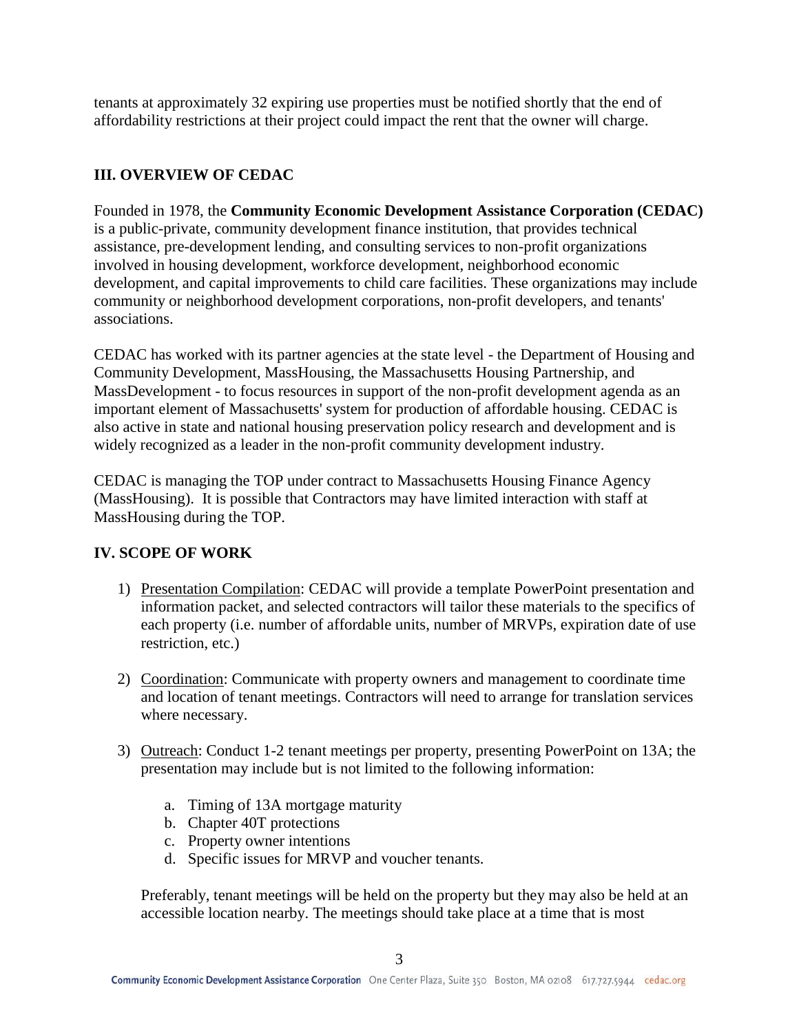tenants at approximately 32 expiring use properties must be notified shortly that the end of affordability restrictions at their project could impact the rent that the owner will charge.

## III. OVERVIEW OF CEDAC

Founded in 1978, the **Community Economic Development Assistance Corporation (CEDAC)** is a public-private, community development finance institution, that provides technical assistance, pre-development lending, and consulting services to non-profit organizations involved in housing development, workforce development, neighborhood economic development, and capital improvements to child care facilities. These organizations may include community or neighborhood development corporations, non-profit developers, and tenants' associations.

CEDAC has worked with its partner agencies at the state level - the Department of Housing and Community Development, MassHousing, the Massachusetts Housing Partnership, and MassDevelopment - to focus resources in support of the non-profit development agenda as an important element of Massachusetts' system for production of affordable housing. CEDAC is also active in state and national housing preservation policy research and development and is widely recognized as a leader in the non-profit community development industry.

CEDAC is managing the TOP under contract to Massachusetts Housing Finance Agency (MassHousing). It is possible that Contractors may have limited interaction with staff at MassHousing during the TOP.

## IV. SCOPE OF WORK

1) Presentation Compilation: CEDAC will provide a template PowerPoint presentation and information packet, and selected contractors will tailor these materials to the specifics of each property (i.e. number of affordable units, number of MRVPs, expiration date of use restriction, etc.)

2) Coordination: Communicate with property owners and management to coordinate time and location of tenant meetings. Contractors will need to arrange for translation services where necessary.

3) Outreach: Conduct 1-2 tenant meetings per property, presenting PowerPoint on 13A; the presentation may include but is not limited to the following information:

    a. Timing of 13A mortgage maturity
    b. Chapter 40T protections
    c. Property owner intentions
    d. Specific issues for MRVP and voucher tenants.

    Preferably, tenant meetings will be held on the property but they may also be held at an accessible location nearby. The meetings should take place at a time that is most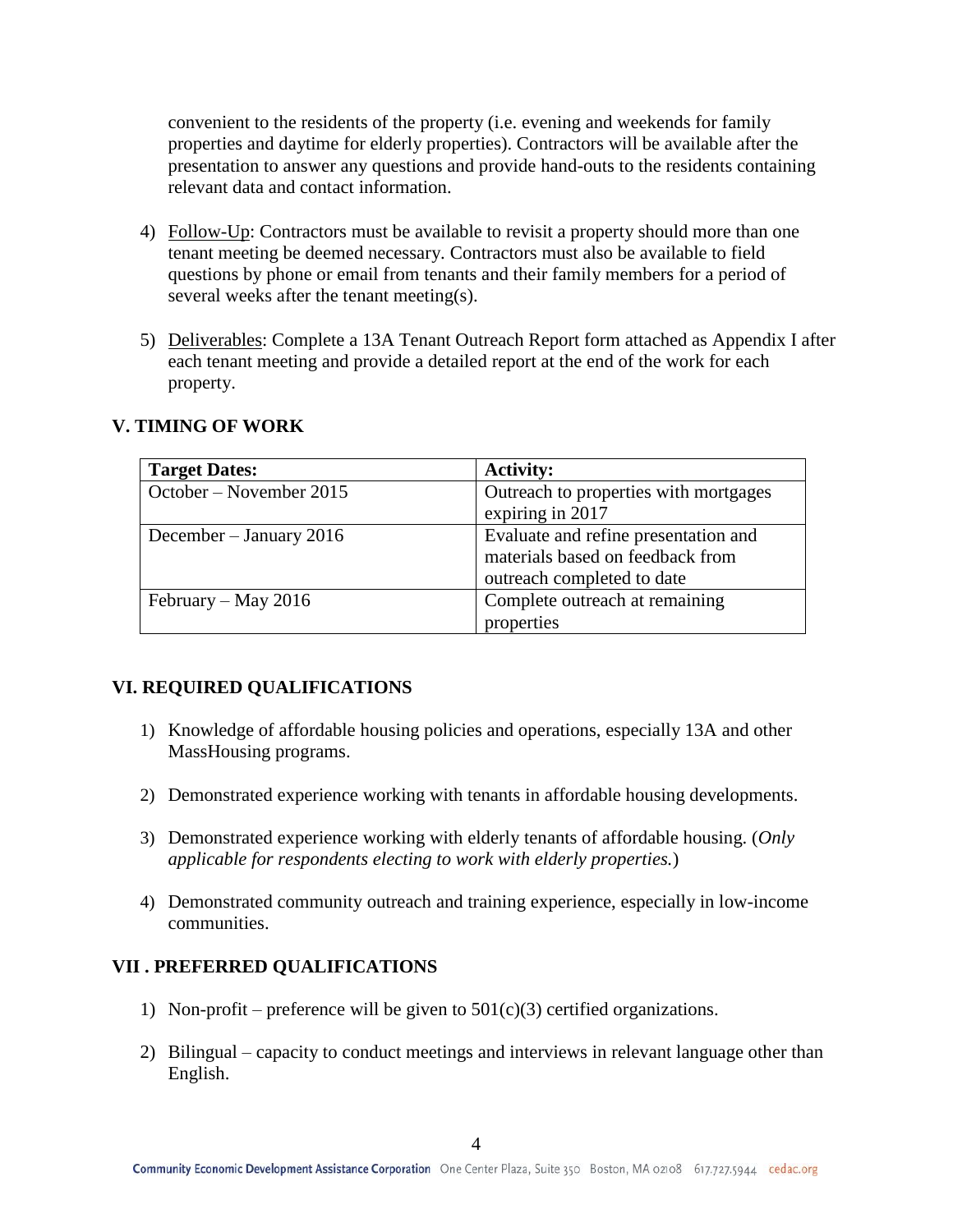convenient to the residents of the property (i.e. evening and weekends for family properties and daytime for elderly properties). Contractors will be available after the presentation to answer any questions and provide hand-outs to the residents containing relevant data and contact information.

4) Follow-Up: Contractors must be available to revisit a property should more than one tenant meeting be deemed necessary. Contractors must also be available to field questions by phone or email from tenants and their family members for a period of several weeks after the tenant meeting(s).

5) Deliverables: Complete a 13A Tenant Outreach Report form attached as Appendix I after each tenant meeting and provide a detailed report at the end of the work for each property.

## V. TIMING OF WORK

| Target Dates: | Activity: |
|---|---|
| October – November 2015 | Outreach to properties with mortgages expiring in 2017 |
| December – January 2016 | Evaluate and refine presentation and materials based on feedback from outreach completed to date |
| February – May 2016 | Complete outreach at remaining properties |

## VI. REQUIRED QUALIFICATIONS

1) Knowledge of affordable housing policies and operations, especially 13A and other MassHousing programs.

2) Demonstrated experience working with tenants in affordable housing developments.

3) Demonstrated experience working with elderly tenants of affordable housing. (*Only applicable for respondents electing to work with elderly properties.*)

4) Demonstrated community outreach and training experience, especially in low-income communities.

## VII . PREFERRED QUALIFICATIONS

1) Non-profit – preference will be given to 501(c)(3) certified organizations.

2) Bilingual – capacity to conduct meetings and interviews in relevant language other than English.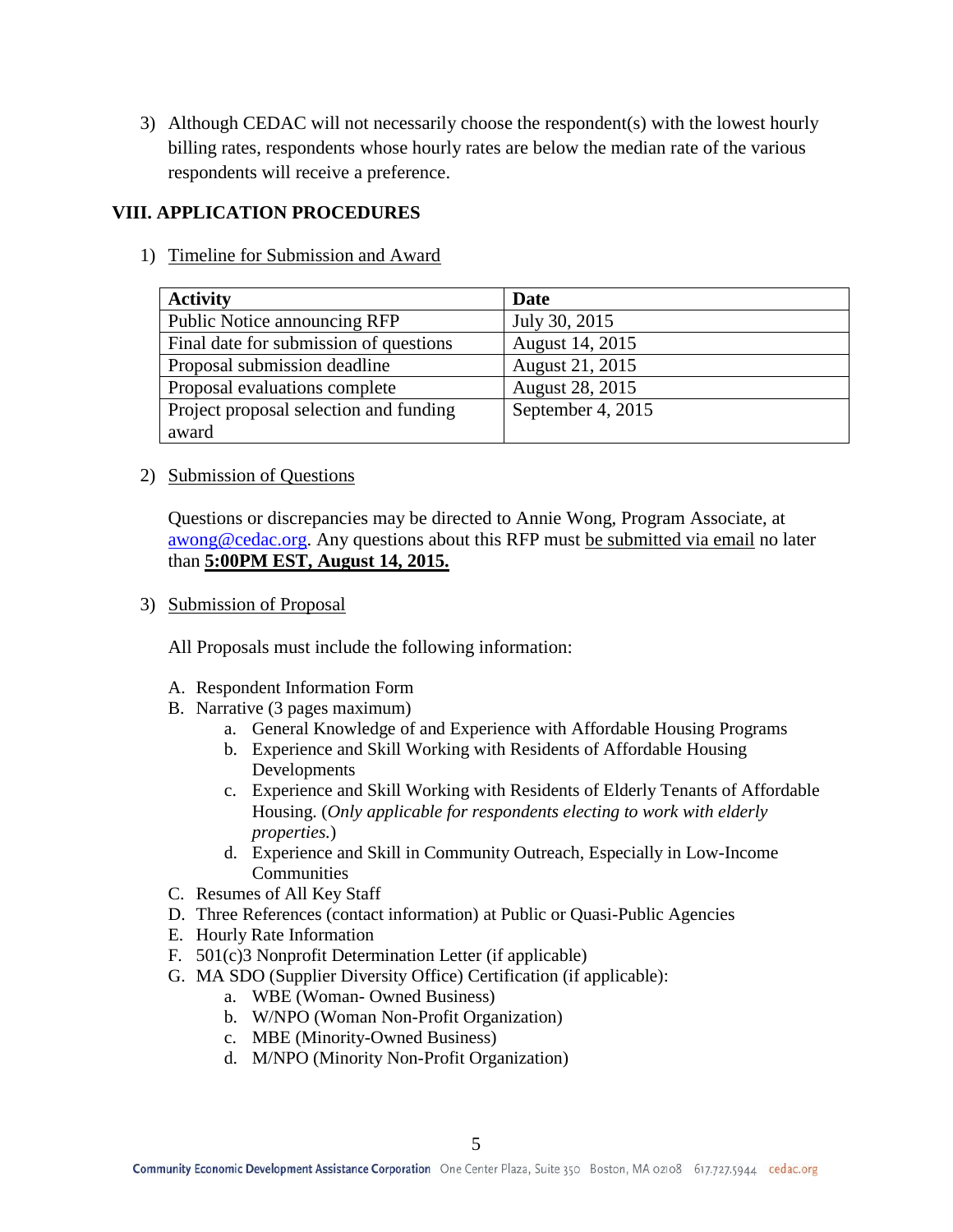3) Although CEDAC will not necessarily choose the respondent(s) with the lowest hourly billing rates, respondents whose hourly rates are below the median rate of the various respondents will receive a preference.

## VIII. APPLICATION PROCEDURES

1) Timeline for Submission and Award

| Activity | Date |
|---|---|
| Public Notice announcing RFP | July 30, 2015 |
| Final date for submission of questions | August 14, 2015 |
| Proposal submission deadline | August 21, 2015 |
| Proposal evaluations complete | August 28, 2015 |
| Project proposal selection and funding award | September 4, 2015 |

2) Submission of Questions

Questions or discrepancies may be directed to Annie Wong, Program Associate, at awong@cedac.org. Any questions about this RFP must be submitted via email no later than **5:00PM EST, August 14, 2015.**

3) Submission of Proposal

All Proposals must include the following information:

A. Respondent Information Form
B. Narrative (3 pages maximum)
   a. General Knowledge of and Experience with Affordable Housing Programs
   b. Experience and Skill Working with Residents of Affordable Housing Developments
   c. Experience and Skill Working with Residents of Elderly Tenants of Affordable Housing. (*Only applicable for respondents electing to work with elderly properties.*)
   d. Experience and Skill in Community Outreach, Especially in Low-Income Communities
C. Resumes of All Key Staff
D. Three References (contact information) at Public or Quasi-Public Agencies
E. Hourly Rate Information
F. 501(c)3 Nonprofit Determination Letter (if applicable)
G. MA SDO (Supplier Diversity Office) Certification (if applicable):
   a. WBE (Woman- Owned Business)
   b. W/NPO (Woman Non-Profit Organization)
   c. MBE (Minority-Owned Business)
   d. M/NPO (Minority Non-Profit Organization)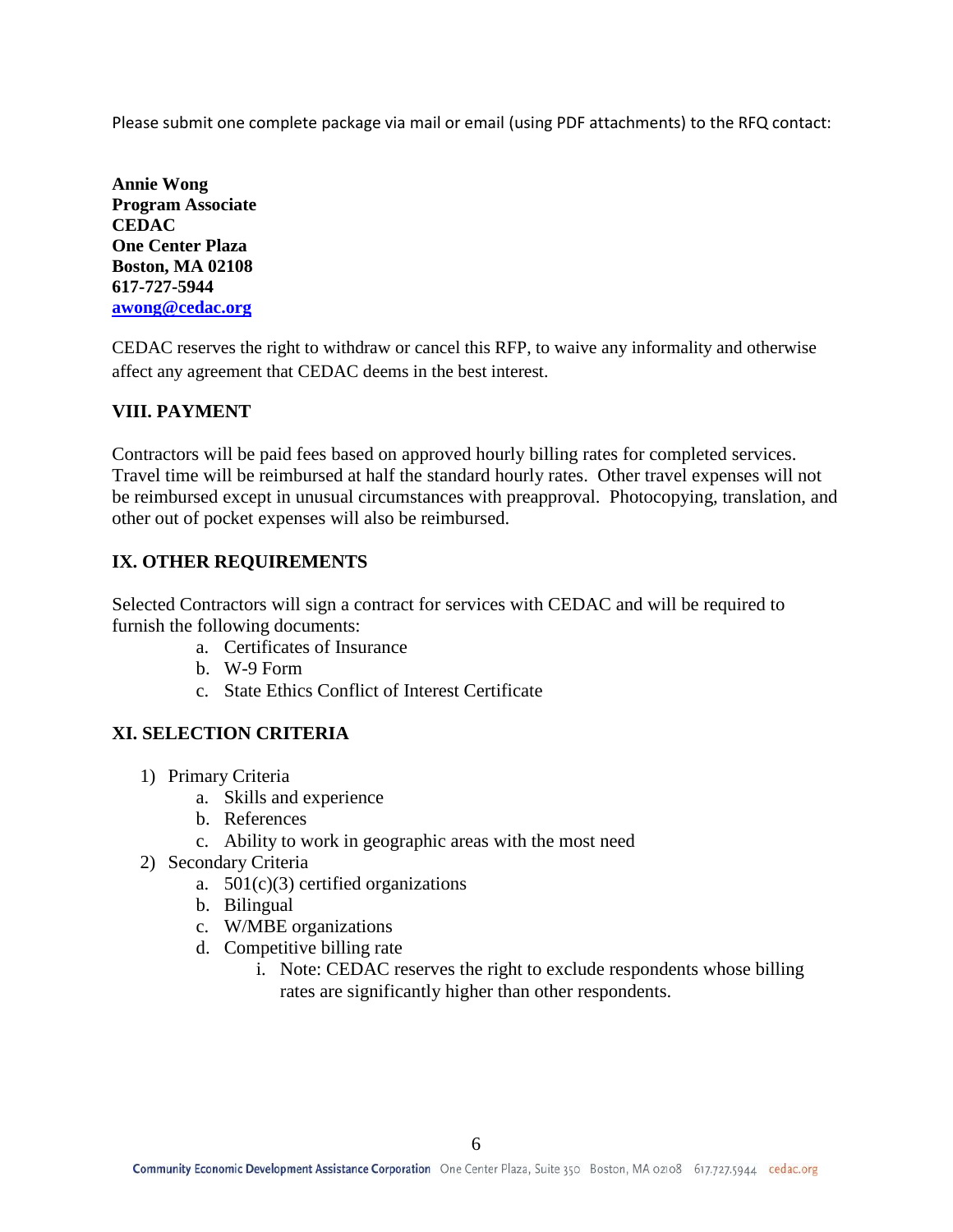Please submit one complete package via mail or email (using PDF attachments) to the RFQ contact:

**Annie Wong**
**Program Associate**
**CEDAC**
**One Center Plaza**
**Boston, MA 02108**
**617-727-5944**
**[awong@cedac.org](mailto:awong@cedac.org)**

CEDAC reserves the right to withdraw or cancel this RFP, to waive any informality and otherwise affect any agreement that CEDAC deems in the best interest.

## VIII. PAYMENT

Contractors will be paid fees based on approved hourly billing rates for completed services. Travel time will be reimbursed at half the standard hourly rates. Other travel expenses will not be reimbursed except in unusual circumstances with preapproval. Photocopying, translation, and other out of pocket expenses will also be reimbursed.

## IX. OTHER REQUIREMENTS

Selected Contractors will sign a contract for services with CEDAC and will be required to furnish the following documents:

a. Certificates of Insurance
b. W-9 Form
c. State Ethics Conflict of Interest Certificate

## XI. SELECTION CRITERIA

1) Primary Criteria
   a. Skills and experience
   b. References
   c. Ability to work in geographic areas with the most need
2) Secondary Criteria
   a. 501(c)(3) certified organizations
   b. Bilingual
   c. W/MBE organizations
   d. Competitive billing rate
      i. Note: CEDAC reserves the right to exclude respondents whose billing rates are significantly higher than other respondents.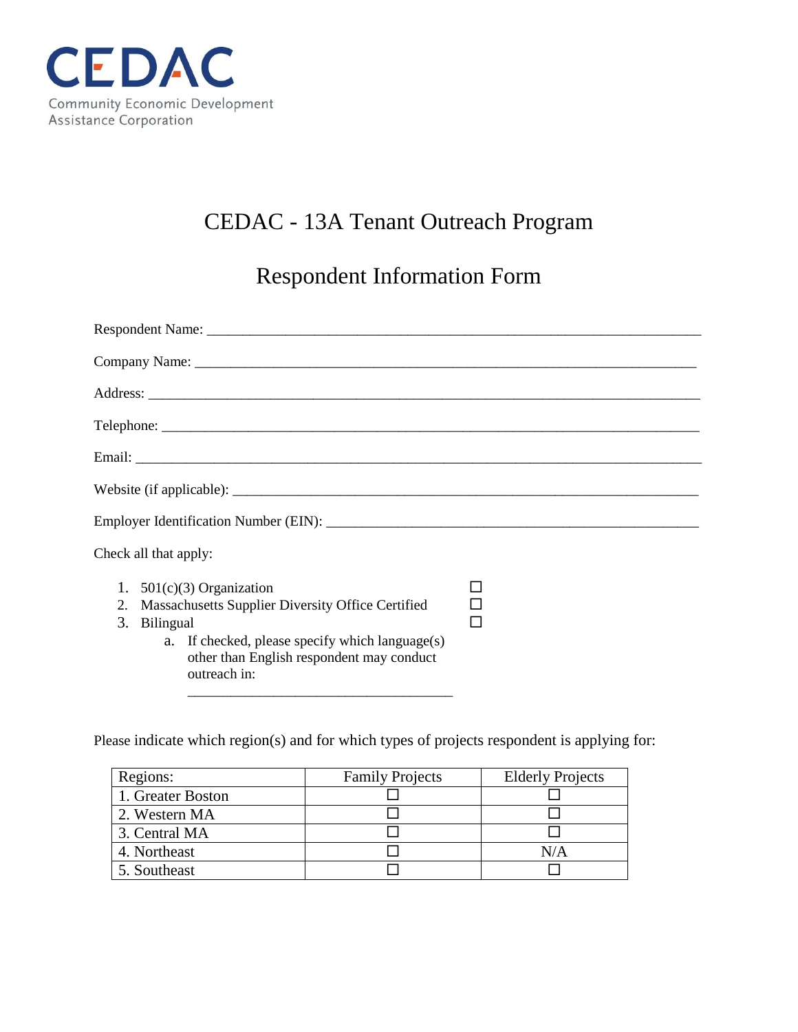CEDAC

Community Economic Development Assistance Corporation

# CEDAC - 13A Tenant Outreach Program

## Respondent Information Form

Respondent Name: ___________________________________________________________________

Company Name: ____________________________________________________________________

Address: _________________________________________________________________________

Telephone: ________________________________________________________________________

Email: ___________________________________________________________________________

Website (if applicable): _____________________________________________________________

Employer Identification Number (EIN): _________________________________________________

Check all that apply:

1. 501(c)(3) Organization ☐
2. Massachusetts Supplier Diversity Office Certified ☐
3. Bilingual ☐
   a. If checked, please specify which language(s) other than English respondent may conduct outreach in: ____________________________________

Please indicate which region(s) and for which types of projects respondent is applying for:

| Regions: | Family Projects | Elderly Projects |
|---|---|---|
| 1. Greater Boston | ☐ | ☐ |
| 2. Western MA | ☐ | ☐ |
| 3. Central MA | ☐ | ☐ |
| 4. Northeast | ☐ | N/A |
| 5. Southeast | ☐ | ☐ |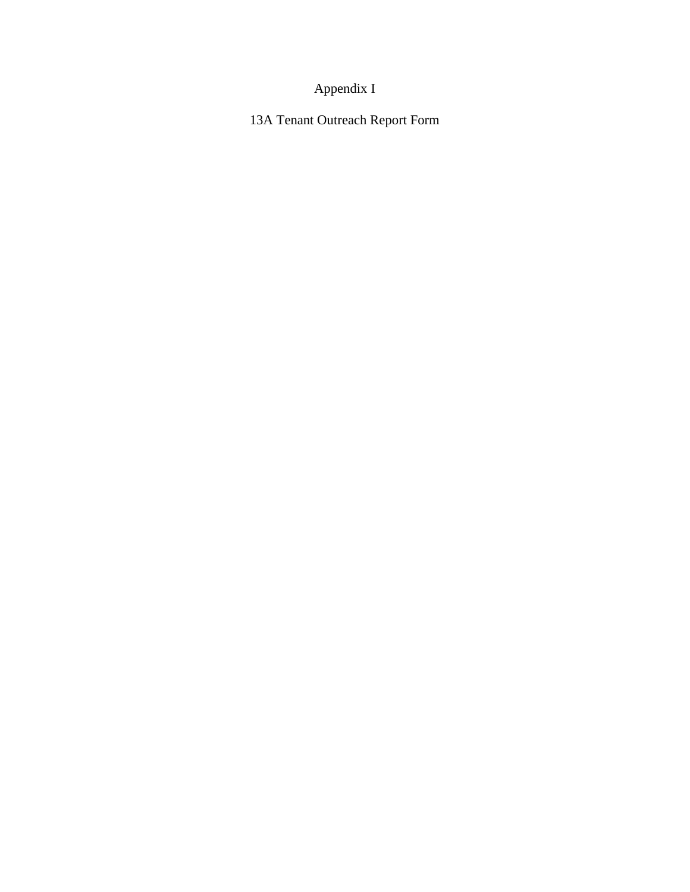# Appendix I

## 13A Tenant Outreach Report Form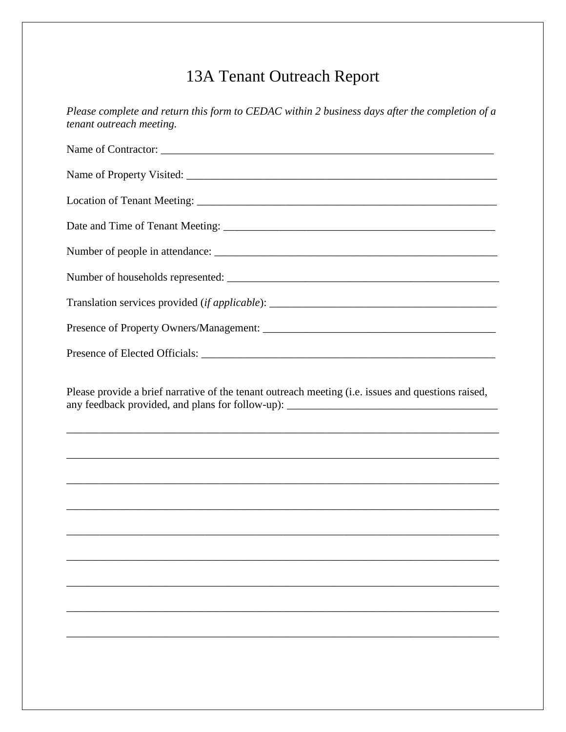# 13A Tenant Outreach Report

*Please complete and return this form to CEDAC within 2 business days after the completion of a tenant outreach meeting.*

Name of Contractor: ____________________________________________________________

Name of Property Visited: ________________________________________________________

Location of Tenant Meeting: ______________________________________________________

Date and Time of Tenant Meeting: _________________________________________________

Number of people in attendance: ___________________________________________________

Number of households represented: _________________________________________________

Translation services provided (*if applicable*): _________________________________________

Presence of Property Owners/Management: ___________________________________________

Presence of Elected Officials: ______________________________________________________

Please provide a brief narrative of the tenant outreach meeting (i.e. issues and questions raised, any feedback provided, and plans for follow-up): _____________________________________

_______________________________________________________________________________

_______________________________________________________________________________

_______________________________________________________________________________

_______________________________________________________________________________

_______________________________________________________________________________

_______________________________________________________________________________

_______________________________________________________________________________

_______________________________________________________________________________

_______________________________________________________________________________